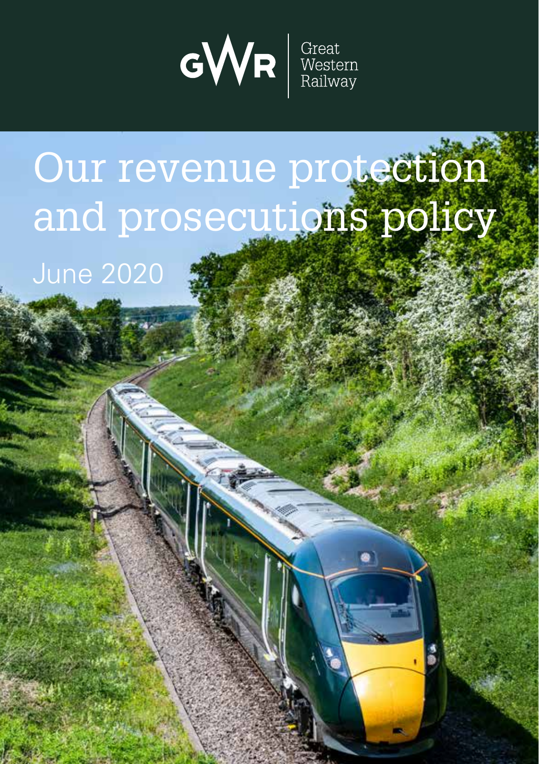GWR | Great Western Railway

# Our revenue protection and prosecutions policy

June 2020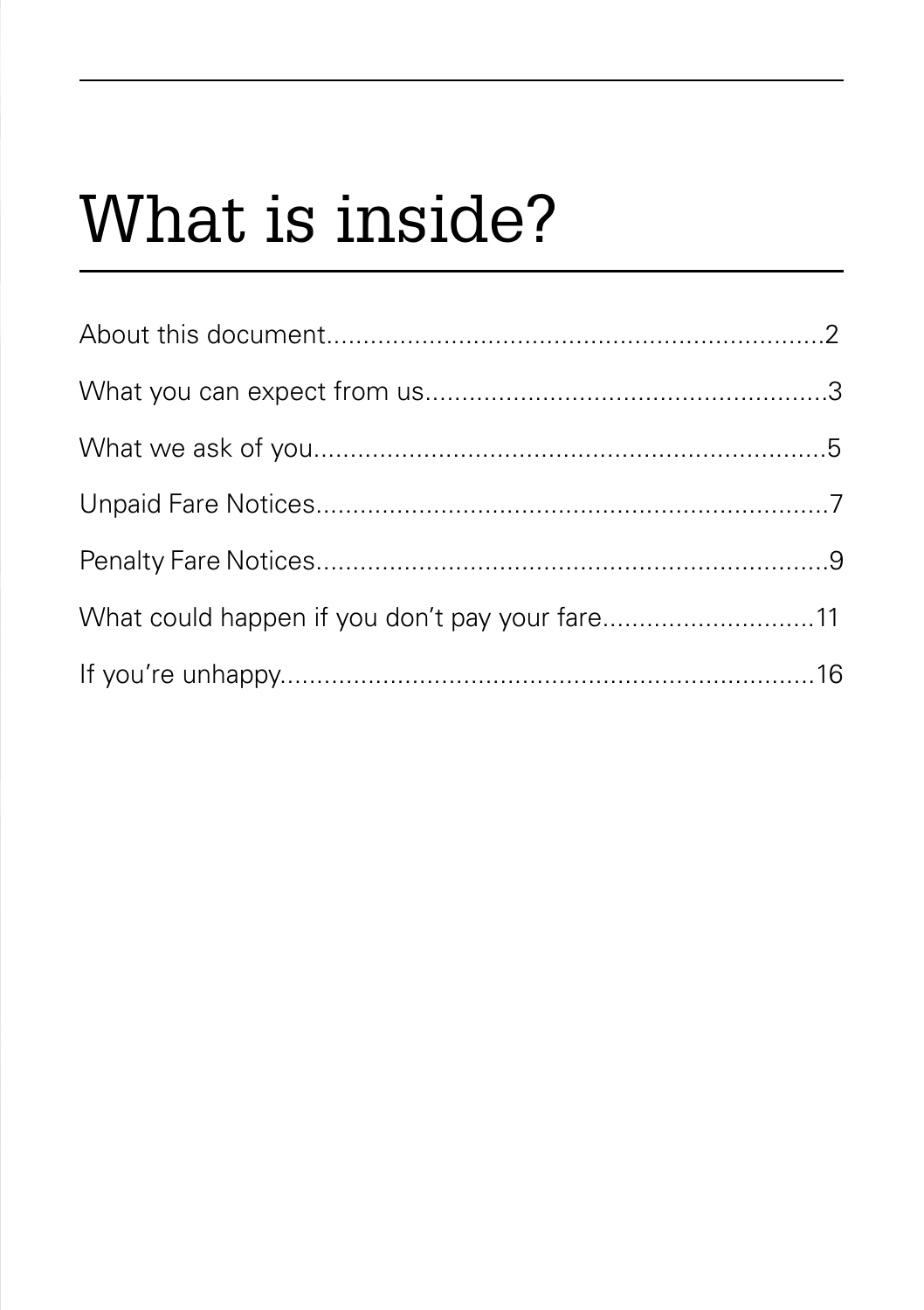# What is inside?

About this document......................................................................2

What you can expect from us.......................................................3

What we ask of you........................................................................5

Unpaid Fare Notices.......................................................................7

Penalty Fare Notices.......................................................................9

What could happen if you don't pay your fare.............................11

If you're unhappy...........................................................................16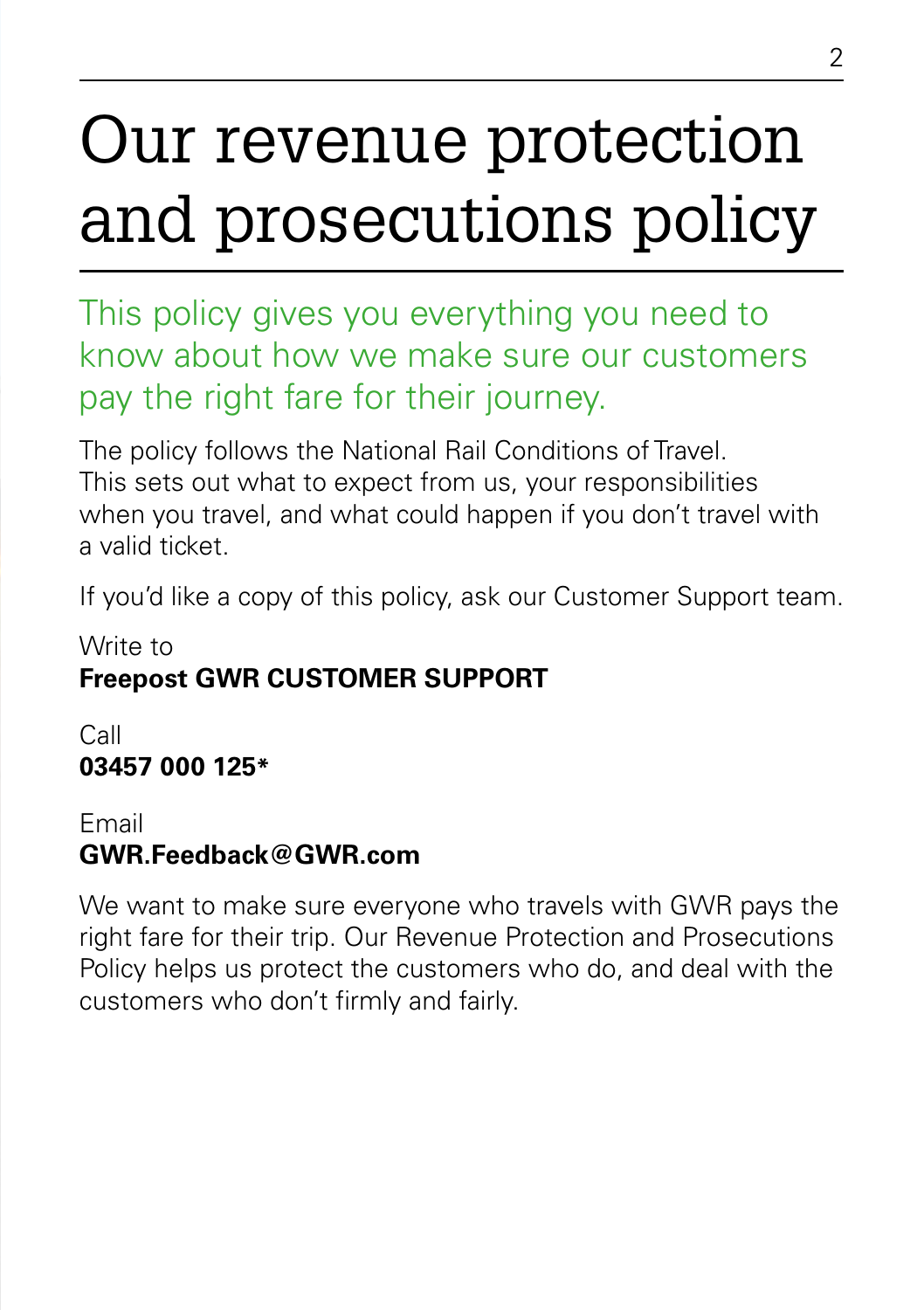# Our revenue protection and prosecutions policy

## This policy gives you everything you need to know about how we make sure our customers pay the right fare for their journey.

The policy follows the National Rail Conditions of Travel. This sets out what to expect from us, your responsibilities when you travel, and what could happen if you don't travel with a valid ticket.

If you'd like a copy of this policy, ask our Customer Support team.

Write to
**Freepost GWR CUSTOMER SUPPORT**

Call
**03457 000 125***

Email
**GWR.Feedback@GWR.com**

We want to make sure everyone who travels with GWR pays the right fare for their trip. Our Revenue Protection and Prosecutions Policy helps us protect the customers who do, and deal with the customers who don't firmly and fairly.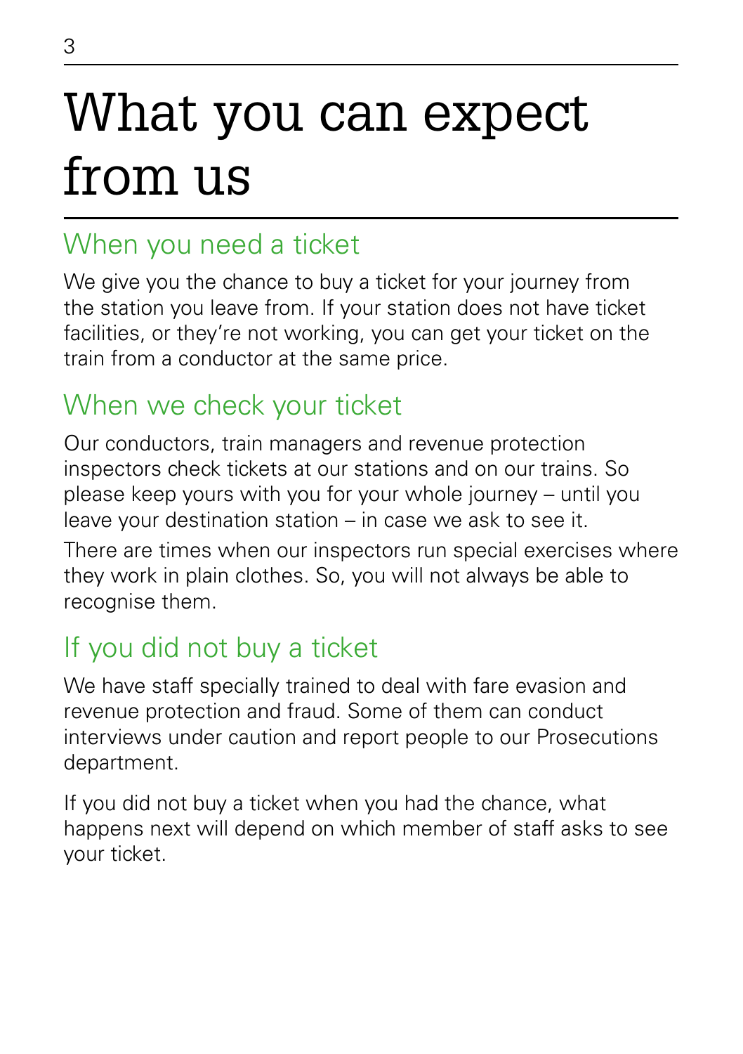# What you can expect from us

## When you need a ticket

We give you the chance to buy a ticket for your journey from the station you leave from. If your station does not have ticket facilities, or they're not working, you can get your ticket on the train from a conductor at the same price.

## When we check your ticket

Our conductors, train managers and revenue protection inspectors check tickets at our stations and on our trains. So please keep yours with you for your whole journey – until you leave your destination station – in case we ask to see it.

There are times when our inspectors run special exercises where they work in plain clothes. So, you will not always be able to recognise them.

## If you did not buy a ticket

We have staff specially trained to deal with fare evasion and revenue protection and fraud. Some of them can conduct interviews under caution and report people to our Prosecutions department.

If you did not buy a ticket when you had the chance, what happens next will depend on which member of staff asks to see your ticket.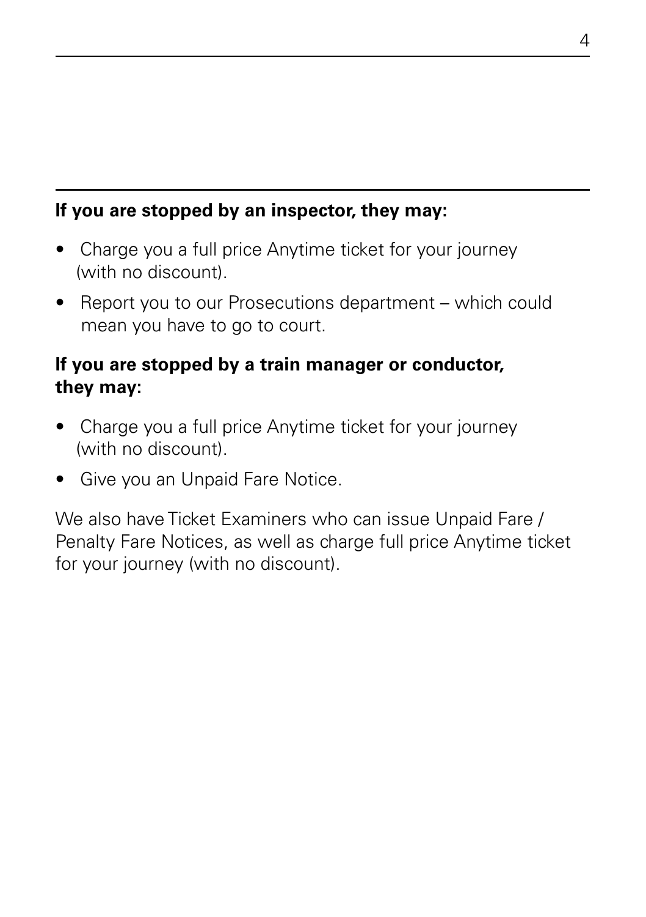**If you are stopped by an inspector, they may:**

- Charge you a full price Anytime ticket for your journey (with no discount).
- Report you to our Prosecutions department – which could mean you have to go to court.

**If you are stopped by a train manager or conductor, they may:**

- Charge you a full price Anytime ticket for your journey (with no discount).
- Give you an Unpaid Fare Notice.

We also have Ticket Examiners who can issue Unpaid Fare / Penalty Fare Notices, as well as charge full price Anytime ticket for your journey (with no discount).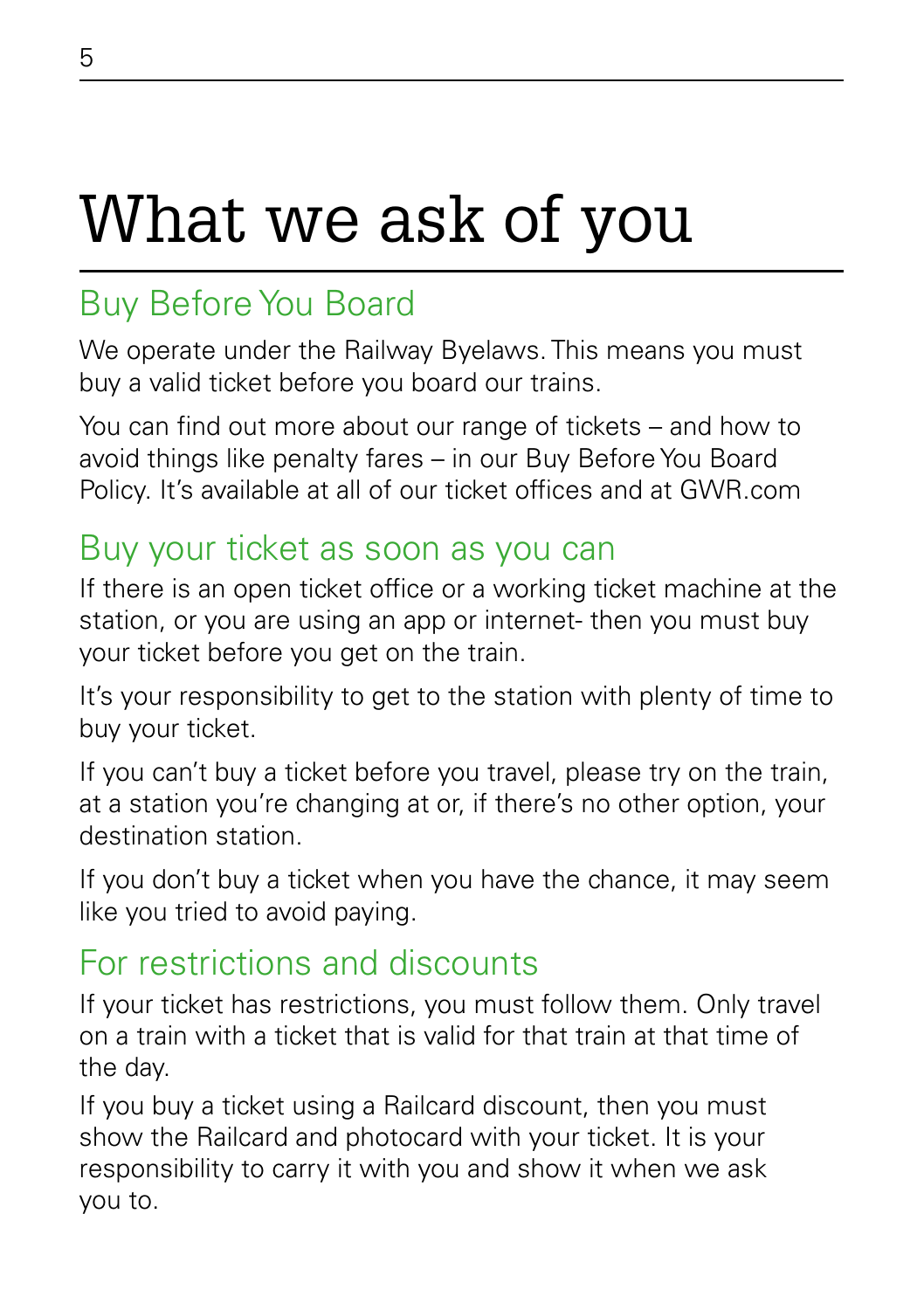# What we ask of you

## Buy Before You Board

We operate under the Railway Byelaws. This means you must buy a valid ticket before you board our trains.

You can find out more about our range of tickets – and how to avoid things like penalty fares – in our Buy Before You Board Policy. It's available at all of our ticket offices and at GWR.com

## Buy your ticket as soon as you can

If there is an open ticket office or a working ticket machine at the station, or you are using an app or internet- then you must buy your ticket before you get on the train.

It's your responsibility to get to the station with plenty of time to buy your ticket.

If you can't buy a ticket before you travel, please try on the train, at a station you're changing at or, if there's no other option, your destination station.

If you don't buy a ticket when you have the chance, it may seem like you tried to avoid paying.

## For restrictions and discounts

If your ticket has restrictions, you must follow them. Only travel on a train with a ticket that is valid for that train at that time of the day.

If you buy a ticket using a Railcard discount, then you must show the Railcard and photocard with your ticket. It is your responsibility to carry it with you and show it when we ask you to.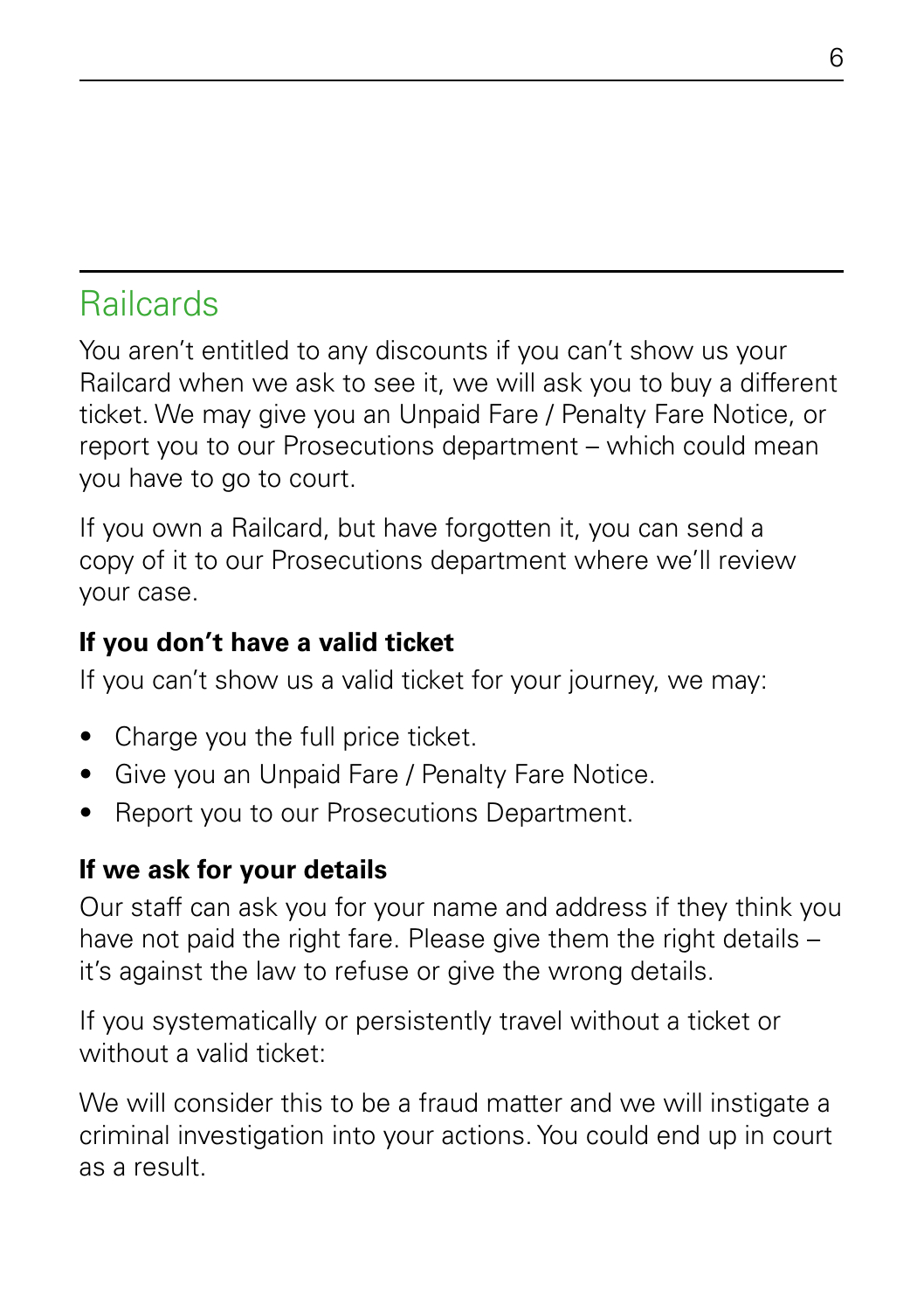## Railcards

You aren't entitled to any discounts if you can't show us your Railcard when we ask to see it, we will ask you to buy a different ticket. We may give you an Unpaid Fare / Penalty Fare Notice, or report you to our Prosecutions department – which could mean you have to go to court.

If you own a Railcard, but have forgotten it, you can send a copy of it to our Prosecutions department where we'll review your case.

### If you don't have a valid ticket

If you can't show us a valid ticket for your journey, we may:

- Charge you the full price ticket.
- Give you an Unpaid Fare / Penalty Fare Notice.
- Report you to our Prosecutions Department.

### If we ask for your details

Our staff can ask you for your name and address if they think you have not paid the right fare. Please give them the right details – it's against the law to refuse or give the wrong details.

If you systematically or persistently travel without a ticket or without a valid ticket:

We will consider this to be a fraud matter and we will instigate a criminal investigation into your actions. You could end up in court as a result.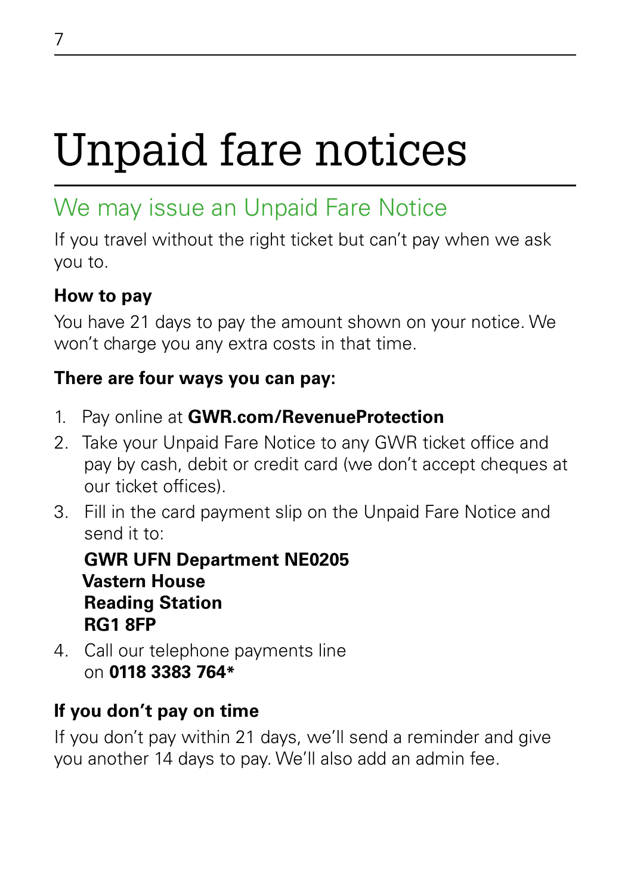# Unpaid fare notices

## We may issue an Unpaid Fare Notice

If you travel without the right ticket but can't pay when we ask you to.

### How to pay

You have 21 days to pay the amount shown on your notice. We won't charge you any extra costs in that time.

**There are four ways you can pay:**

1. Pay online at **GWR.com/RevenueProtection**
2. Take your Unpaid Fare Notice to any GWR ticket office and pay by cash, debit or credit card (we don't accept cheques at our ticket offices).
3. Fill in the card payment slip on the Unpaid Fare Notice and send it to:

   **GWR UFN Department NE0205**
   **Vastern House**
   **Reading Station**
   **RG1 8FP**

4. Call our telephone payments line on **0118 3383 764***

### If you don't pay on time

If you don't pay within 21 days, we'll send a reminder and give you another 14 days to pay. We'll also add an admin fee.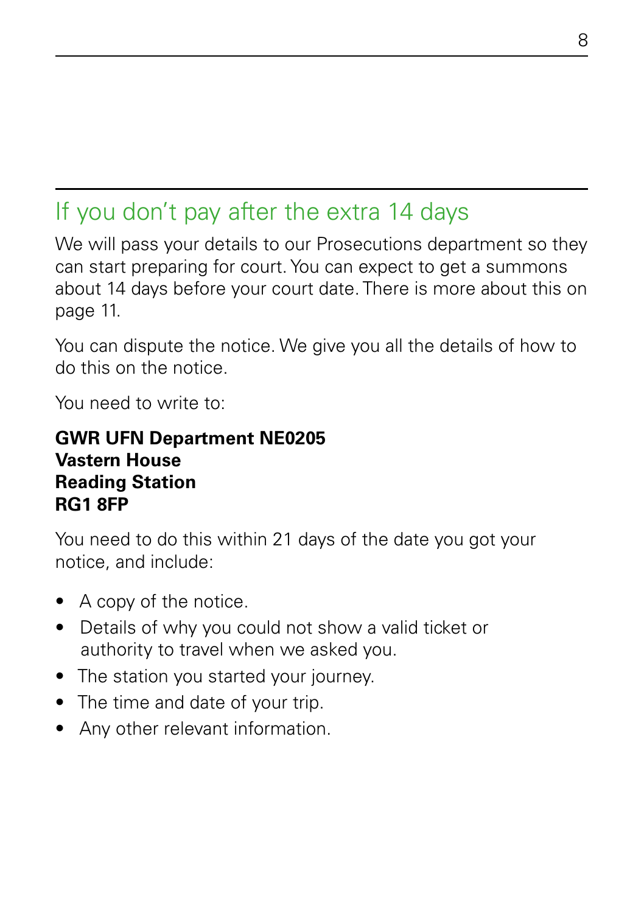## If you don't pay after the extra 14 days

We will pass your details to our Prosecutions department so they can start preparing for court. You can expect to get a summons about 14 days before your court date. There is more about this on page 11.

You can dispute the notice. We give you all the details of how to do this on the notice.

You need to write to:

**GWR UFN Department NE0205**
**Vastern House**
**Reading Station**
**RG1 8FP**

You need to do this within 21 days of the date you got your notice, and include:

- A copy of the notice.
- Details of why you could not show a valid ticket or authority to travel when we asked you.
- The station you started your journey.
- The time and date of your trip.
- Any other relevant information.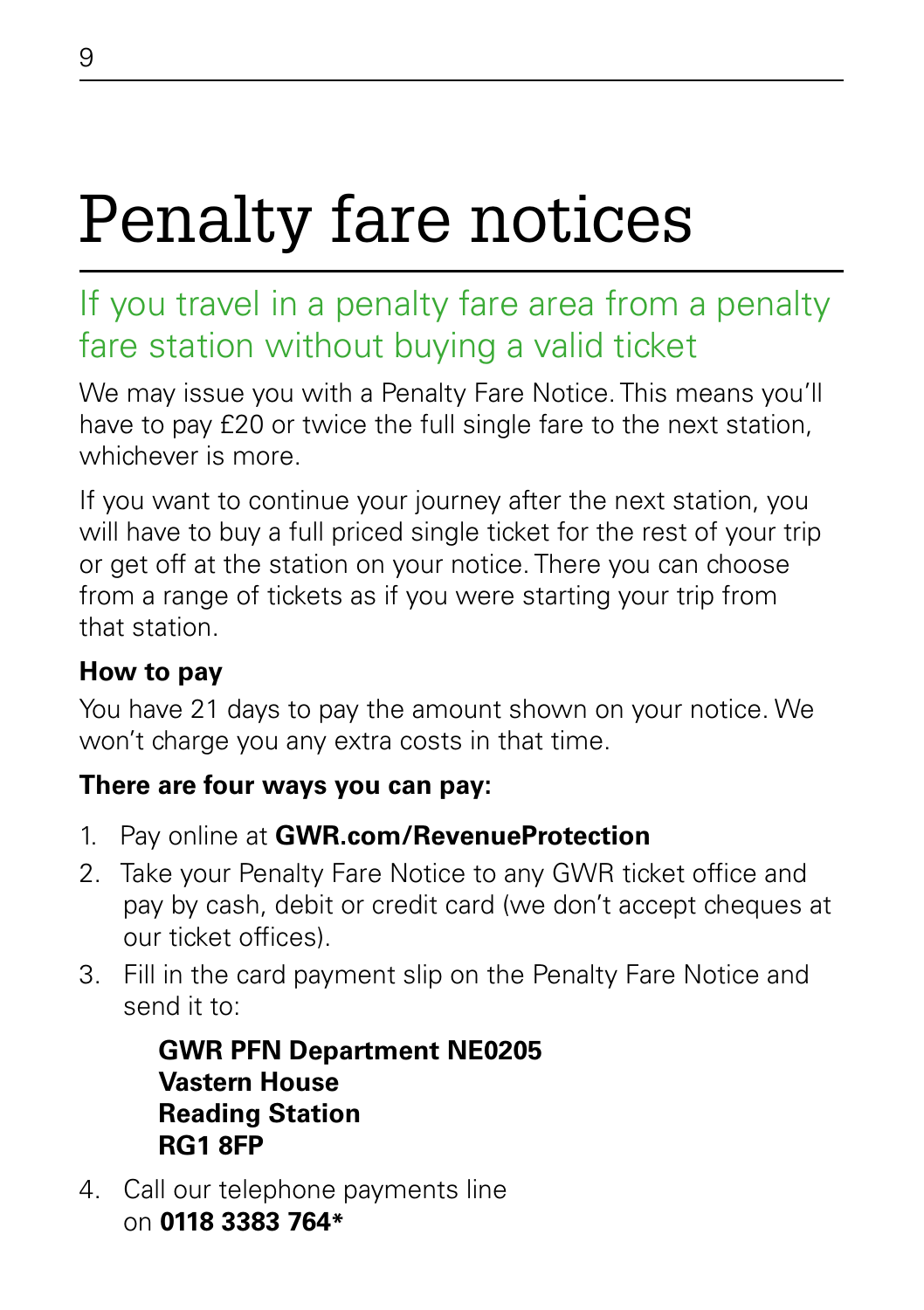# Penalty fare notices

## If you travel in a penalty fare area from a penalty fare station without buying a valid ticket

We may issue you with a Penalty Fare Notice. This means you'll have to pay £20 or twice the full single fare to the next station, whichever is more.

If you want to continue your journey after the next station, you will have to buy a full priced single ticket for the rest of your trip or get off at the station on your notice. There you can choose from a range of tickets as if you were starting your trip from that station.

**How to pay**

You have 21 days to pay the amount shown on your notice. We won't charge you any extra costs in that time.

**There are four ways you can pay:**

1. Pay online at **GWR.com/RevenueProtection**
2. Take your Penalty Fare Notice to any GWR ticket office and pay by cash, debit or credit card (we don't accept cheques at our ticket offices).
3. Fill in the card payment slip on the Penalty Fare Notice and send it to:

   **GWR PFN Department NE0205**
   **Vastern House**
   **Reading Station**
   **RG1 8FP**

4. Call our telephone payments line on **0118 3383 764***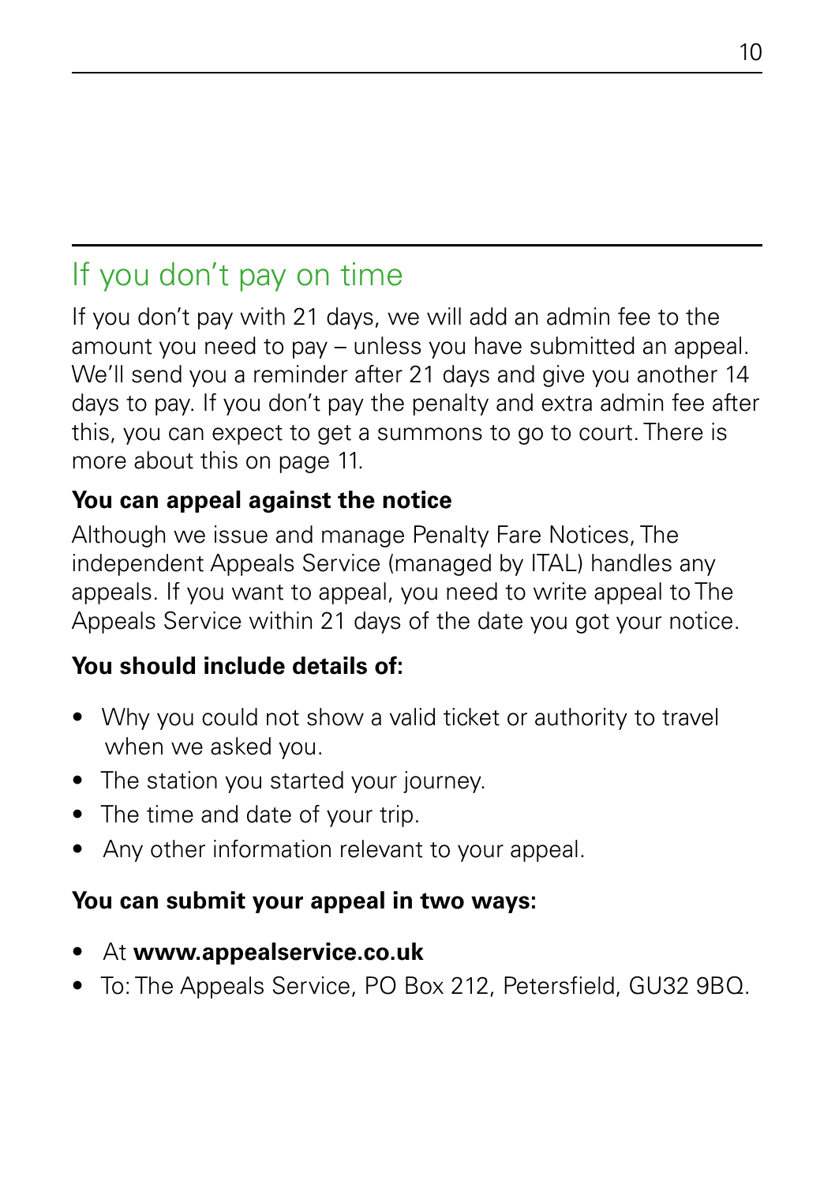## If you don't pay on time

If you don't pay with 21 days, we will add an admin fee to the amount you need to pay – unless you have submitted an appeal. We'll send you a reminder after 21 days and give you another 14 days to pay. If you don't pay the penalty and extra admin fee after this, you can expect to get a summons to go to court. There is more about this on page 11.

**You can appeal against the notice**

Although we issue and manage Penalty Fare Notices, The independent Appeals Service (managed by ITAL) handles any appeals. If you want to appeal, you need to write appeal to The Appeals Service within 21 days of the date you got your notice.

**You should include details of:**

- Why you could not show a valid ticket or authority to travel when we asked you.
- The station you started your journey.
- The time and date of your trip.
- Any other information relevant to your appeal.

**You can submit your appeal in two ways:**

- At **www.appealservice.co.uk**
- To: The Appeals Service, PO Box 212, Petersfield, GU32 9BQ.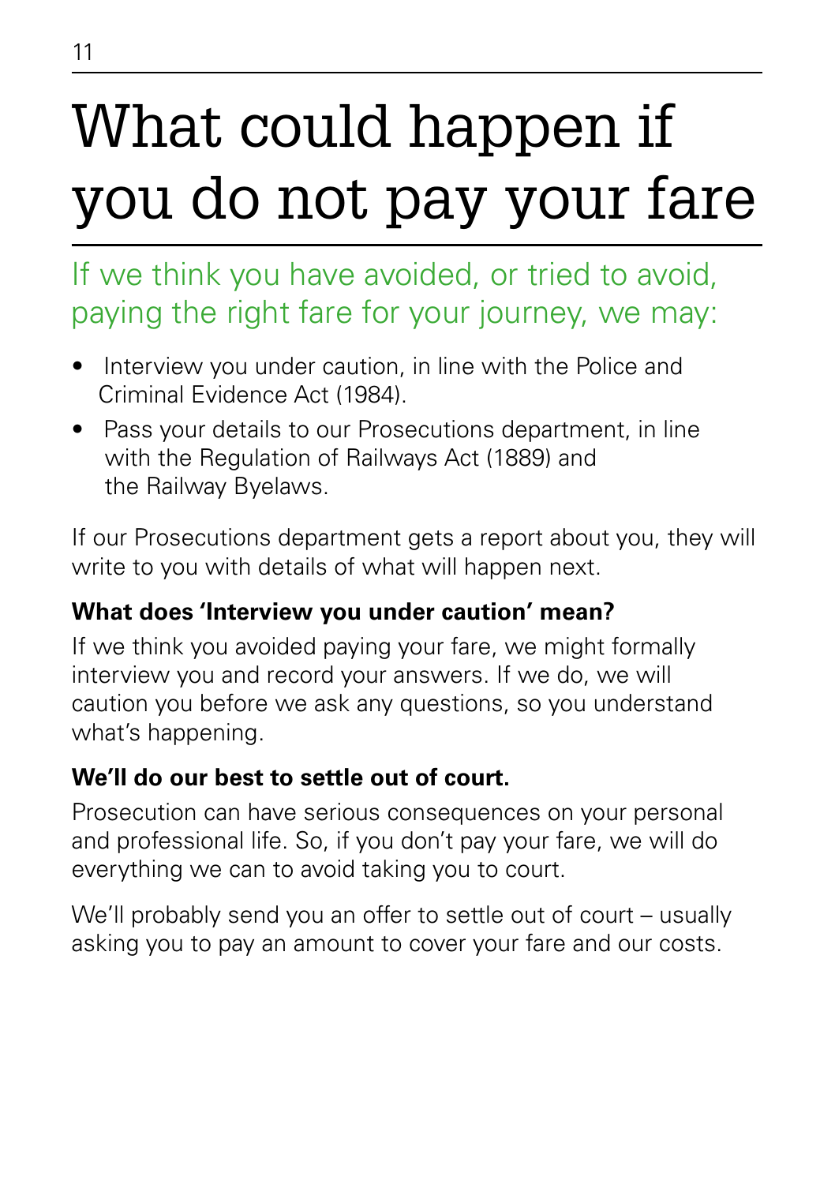# What could happen if you do not pay your fare

## If we think you have avoided, or tried to avoid, paying the right fare for your journey, we may:

- Interview you under caution, in line with the Police and Criminal Evidence Act (1984).
- Pass your details to our Prosecutions department, in line with the Regulation of Railways Act (1889) and the Railway Byelaws.

If our Prosecutions department gets a report about you, they will write to you with details of what will happen next.

**What does 'Interview you under caution' mean?**

If we think you avoided paying your fare, we might formally interview you and record your answers. If we do, we will caution you before we ask any questions, so you understand what's happening.

**We'll do our best to settle out of court.**

Prosecution can have serious consequences on your personal and professional life. So, if you don't pay your fare, we will do everything we can to avoid taking you to court.

We'll probably send you an offer to settle out of court – usually asking you to pay an amount to cover your fare and our costs.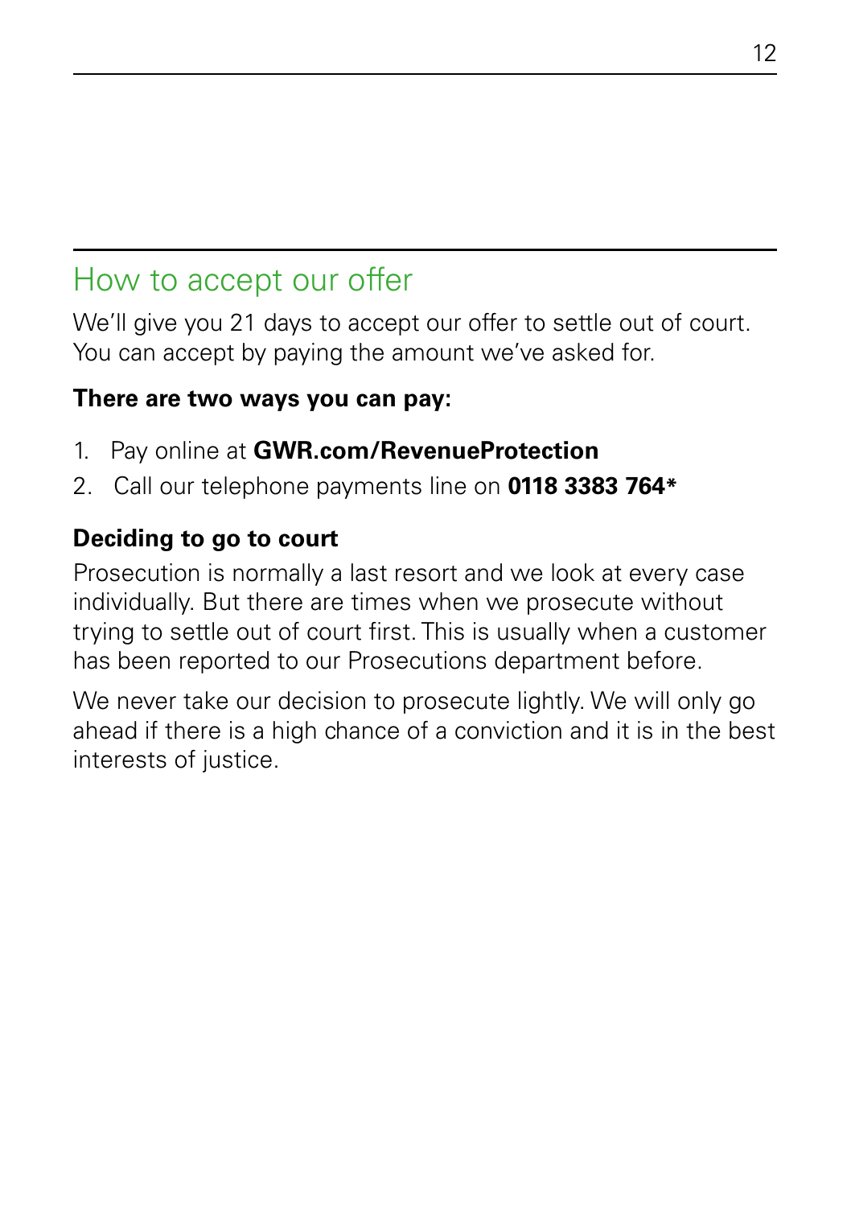## How to accept our offer

We'll give you 21 days to accept our offer to settle out of court. You can accept by paying the amount we've asked for.

**There are two ways you can pay:**

1. Pay online at **GWR.com/RevenueProtection**
2. Call our telephone payments line on **0118 3383 764***

**Deciding to go to court**

Prosecution is normally a last resort and we look at every case individually. But there are times when we prosecute without trying to settle out of court first. This is usually when a customer has been reported to our Prosecutions department before.

We never take our decision to prosecute lightly. We will only go ahead if there is a high chance of a conviction and it is in the best interests of justice.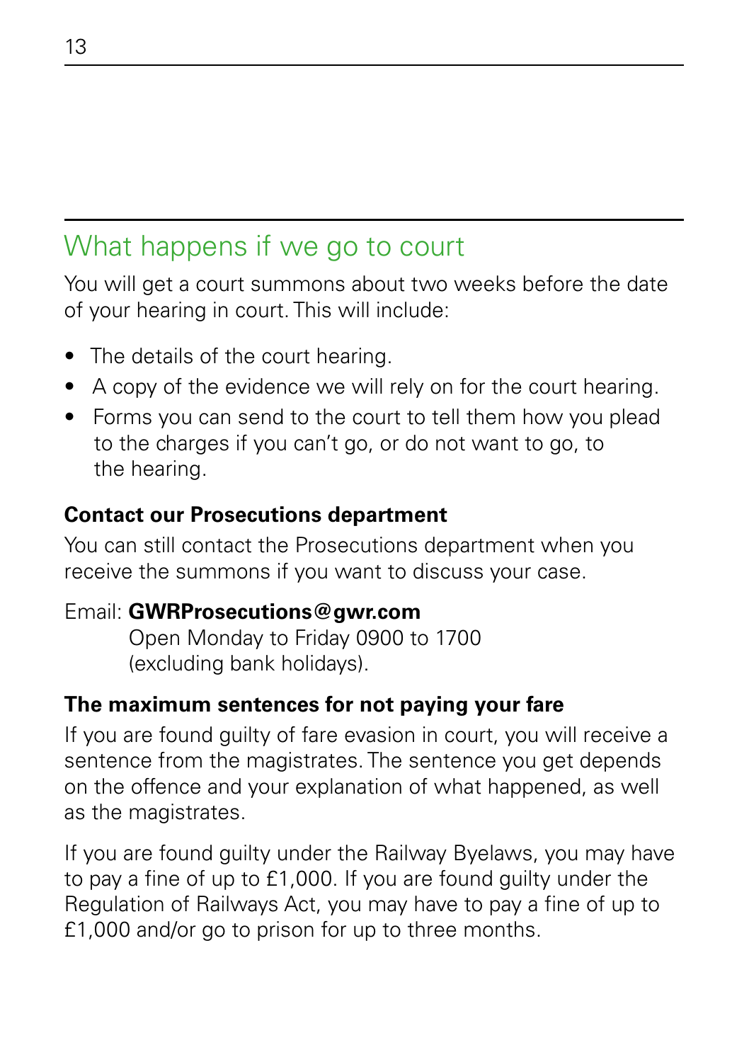## What happens if we go to court

You will get a court summons about two weeks before the date of your hearing in court. This will include:

- The details of the court hearing.
- A copy of the evidence we will rely on for the court hearing.
- Forms you can send to the court to tell them how you plead to the charges if you can't go, or do not want to go, to the hearing.

### Contact our Prosecutions department

You can still contact the Prosecutions department when you receive the summons if you want to discuss your case.

Email: **GWRProsecutions@gwr.com**
Open Monday to Friday 0900 to 1700
(excluding bank holidays).

### The maximum sentences for not paying your fare

If you are found guilty of fare evasion in court, you will receive a sentence from the magistrates. The sentence you get depends on the offence and your explanation of what happened, as well as the magistrates.

If you are found guilty under the Railway Byelaws, you may have to pay a fine of up to £1,000. If you are found guilty under the Regulation of Railways Act, you may have to pay a fine of up to £1,000 and/or go to prison for up to three months.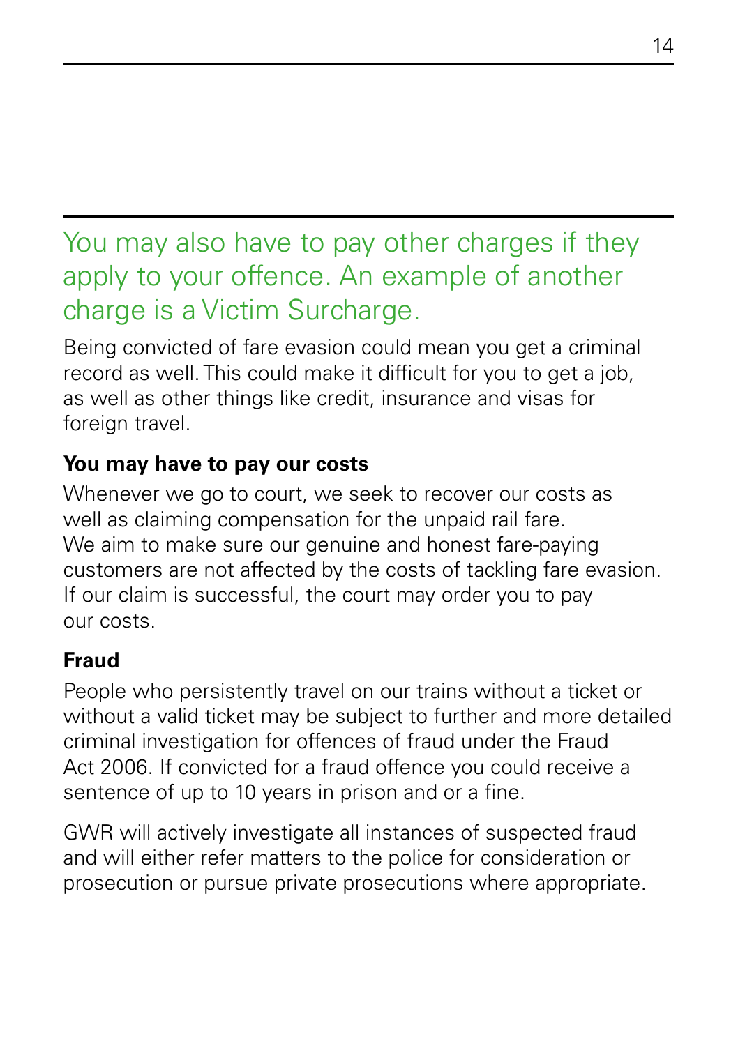## You may also have to pay other charges if they apply to your offence. An example of another charge is a Victim Surcharge.

Being convicted of fare evasion could mean you get a criminal record as well. This could make it difficult for you to get a job, as well as other things like credit, insurance and visas for foreign travel.

**You may have to pay our costs**

Whenever we go to court, we seek to recover our costs as well as claiming compensation for the unpaid rail fare. We aim to make sure our genuine and honest fare-paying customers are not affected by the costs of tackling fare evasion. If our claim is successful, the court may order you to pay our costs.

**Fraud**

People who persistently travel on our trains without a ticket or without a valid ticket may be subject to further and more detailed criminal investigation for offences of fraud under the Fraud Act 2006. If convicted for a fraud offence you could receive a sentence of up to 10 years in prison and or a fine.

GWR will actively investigate all instances of suspected fraud and will either refer matters to the police for consideration or prosecution or pursue private prosecutions where appropriate.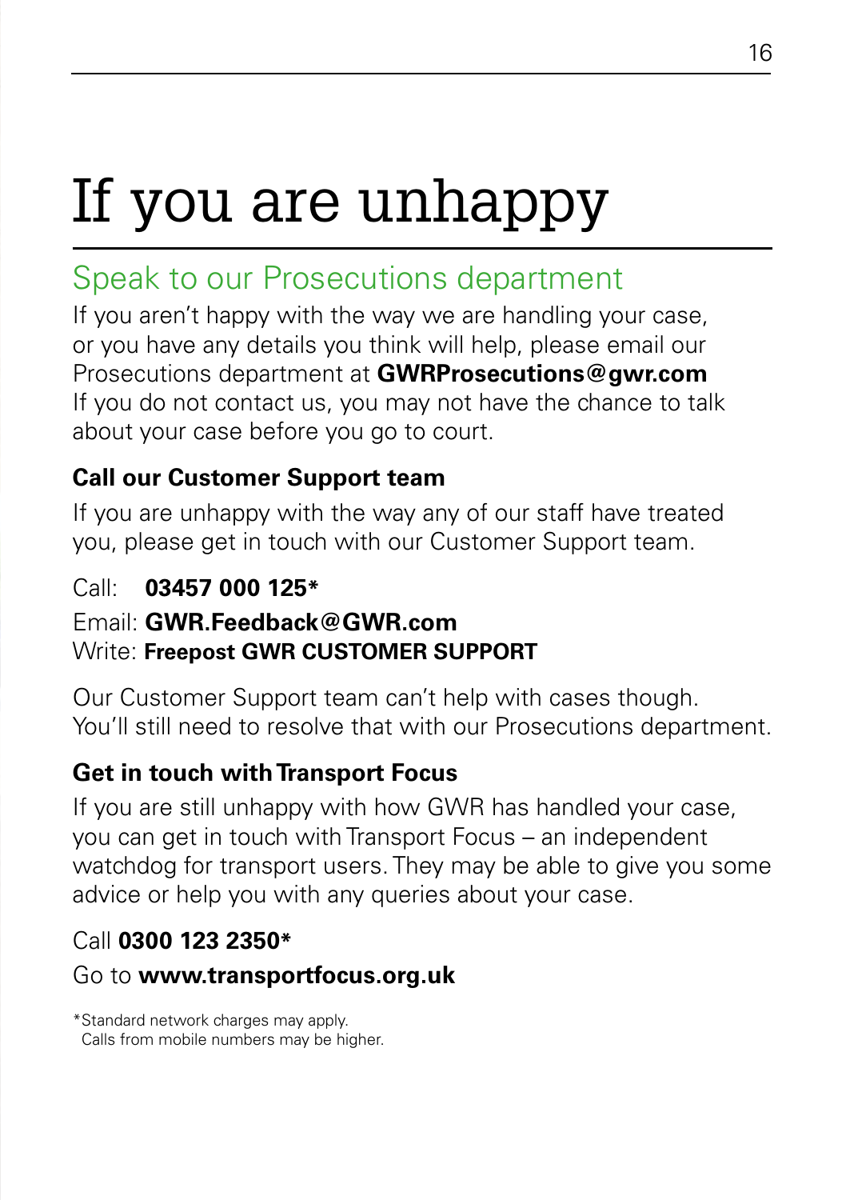# If you are unhappy

## Speak to our Prosecutions department

If you aren't happy with the way we are handling your case, or you have any details you think will help, please email our Prosecutions department at **GWRProsecutions@gwr.com** If you do not contact us, you may not have the chance to talk about your case before you go to court.

### Call our Customer Support team

If you are unhappy with the way any of our staff have treated you, please get in touch with our Customer Support team.

Call: **03457 000 125***

Email: **GWR.Feedback@GWR.com**
Write: **Freepost GWR CUSTOMER SUPPORT**

Our Customer Support team can't help with cases though. You'll still need to resolve that with our Prosecutions department.

### Get in touch with Transport Focus

If you are still unhappy with how GWR has handled your case, you can get in touch with Transport Focus – an independent watchdog for transport users. They may be able to give you some advice or help you with any queries about your case.

Call **0300 123 2350***

Go to **www.transportfocus.org.uk**

*Standard network charges may apply.
Calls from mobile numbers may be higher.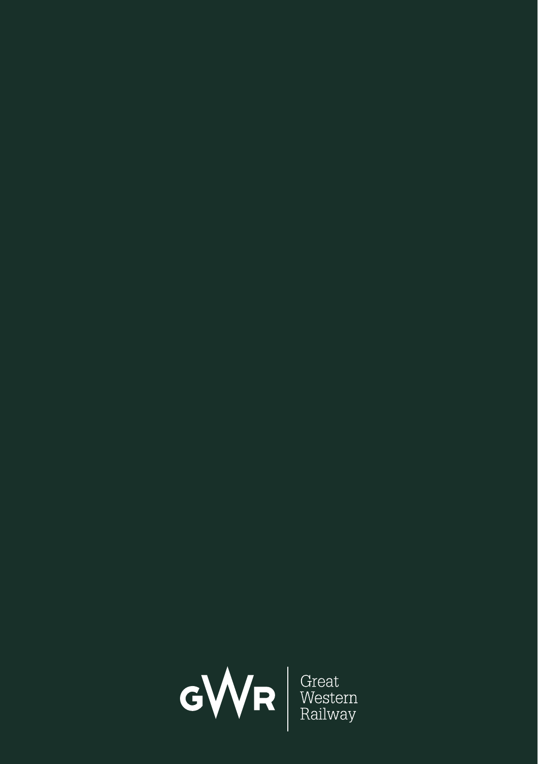GWR

Great
Western
Railway